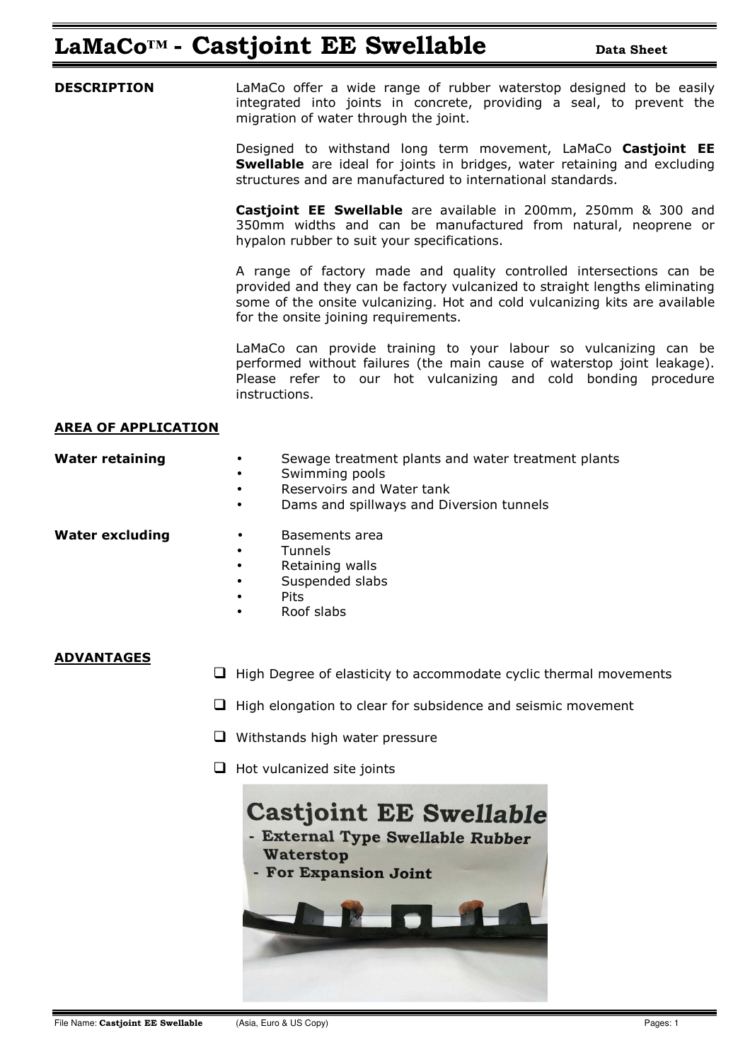# LaMaCo™ - Castjoint EE Swellable

**Data Sheet**

**DESCRIPTION**

LaMaCo offer a wide range of rubber waterstop designed to be easily integrated into joints in concrete, providing a seal, to prevent the migration of water through the joint.

Designed to withstand long term movement, LaMaCo **Castjoint EE Swellable** are ideal for joints in bridges, water retaining and excluding structures and are manufactured to international standards.

**Castjoint EE Swellable** are available in 200mm, 250mm & 300 and 350mm widths and can be manufactured from natural, neoprene or hypalon rubber to suit your specifications.

A range of factory made and quality controlled intersections can be provided and they can be factory vulcanized to straight lengths eliminating some of the onsite vulcanizing. Hot and cold vulcanizing kits are available for the onsite joining requirements.

LaMaCo can provide training to your labour so vulcanizing can be performed without failures (the main cause of waterstop joint leakage). Please refer to our hot vulcanizing and cold bonding procedure instructions.

**AREA OF APPLICATION**

**Water retaining**

- Sewage treatment plants and water treatment plants
- Swimming pools
- Reservoirs and Water tank
- Dams and spillways and Diversion tunnels

**Water excluding**

- Basements area
- Tunnels
- Retaining walls
- Suspended slabs
- Pits
- Roof slabs

**ADVANTAGES**

- High Degree of elasticity to accommodate cyclic thermal movements
- High elongation to clear for subsidence and seismic movement
- Withstands high water pressure
- Hot vulcanized site joints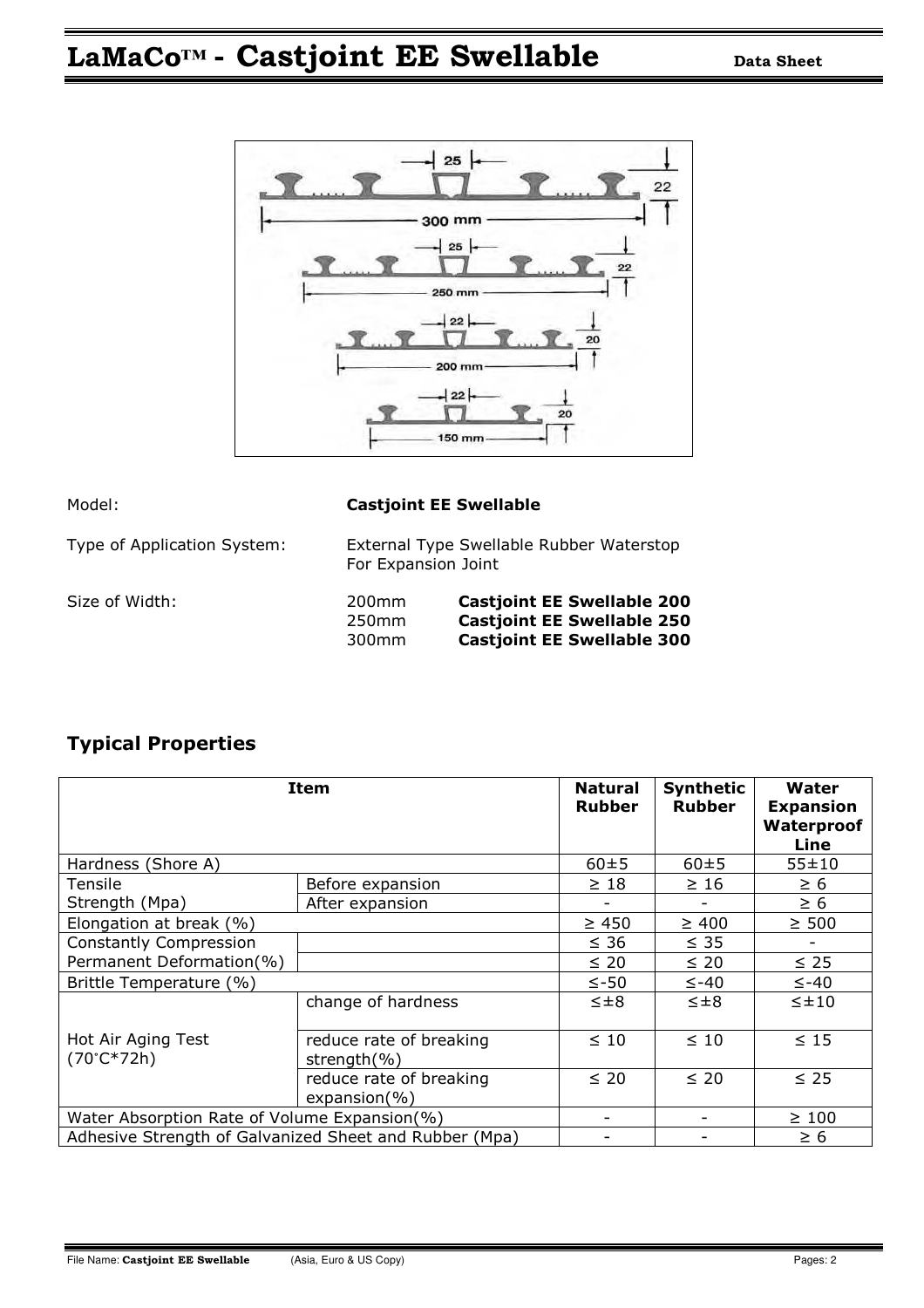# LaMaCo™ - Castjoint EE Swellable

**Data Sheet**

Model: **Castjoint EE Swellable**

Type of Application System: External Type Swellable Rubber Waterstop For Expansion Joint

Size of Width:

200mm **Castjoint EE Swellable 200**
250mm **Castjoint EE Swellable 250**
300mm **Castjoint EE Swellable 300**

## Typical Properties

| Item | | Natural Rubber | Synthetic Rubber | Water Expansion Waterproof Line |
|---|---|---|---|---|
| Hardness (Shore A) | | 60±5 | 60±5 | 55±10 |
| Tensile Strength (Mpa) | Before expansion | ≥ 18 | ≥ 16 | ≥ 6 |
| | After expansion | - | - | ≥ 6 |
| Elongation at break (%) | | ≥ 450 | ≥ 400 | ≥ 500 |
| Constantly Compression Permanent Deformation(%) | | ≤ 36 | ≤ 35 | - |
| | | ≤ 20 | ≤ 20 | ≤ 25 |
| Brittle Temperature (%) | | ≤-50 | ≤-40 | ≤-40 |
| Hot Air Aging Test (70˚C*72h) | change of hardness | ≤±8 | ≤±8 | ≤±10 |
| | reduce rate of breaking strength(%) | ≤ 10 | ≤ 10 | ≤ 15 |
| | reduce rate of breaking expansion(%) | ≤ 20 | ≤ 20 | ≤ 25 |
| Water Absorption Rate of Volume Expansion(%) | | - | - | ≥ 100 |
| Adhesive Strength of Galvanized Sheet and Rubber (Mpa) | | - | - | ≥ 6 |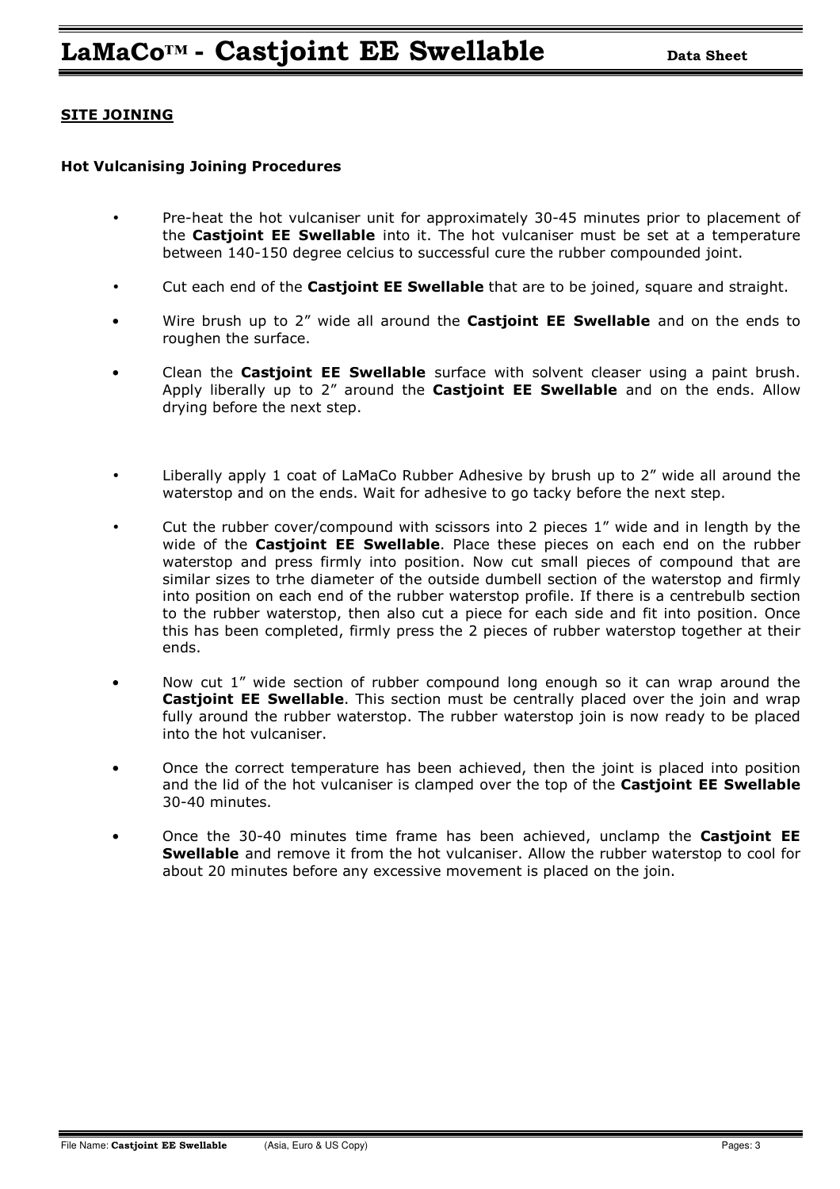## SITE JOINING

### Hot Vulcanising Joining Procedures

- Pre-heat the hot vulcaniser unit for approximately 30-45 minutes prior to placement of the **Castjoint EE Swellable** into it. The hot vulcaniser must be set at a temperature between 140-150 degree celcius to successful cure the rubber compounded joint.
- Cut each end of the **Castjoint EE Swellable** that are to be joined, square and straight.
- Wire brush up to 2" wide all around the **Castjoint EE Swellable** and on the ends to roughen the surface.
- Clean the **Castjoint EE Swellable** surface with solvent cleaser using a paint brush. Apply liberally up to 2" around the **Castjoint EE Swellable** and on the ends. Allow drying before the next step.
- Liberally apply 1 coat of LaMaCo Rubber Adhesive by brush up to 2" wide all around the waterstop and on the ends. Wait for adhesive to go tacky before the next step.
- Cut the rubber cover/compound with scissors into 2 pieces 1" wide and in length by the wide of the **Castjoint EE Swellable**. Place these pieces on each end on the rubber waterstop and press firmly into position. Now cut small pieces of compound that are similar sizes to trhe diameter of the outside dumbell section of the waterstop and firmly into position on each end of the rubber waterstop profile. If there is a centrebulb section to the rubber waterstop, then also cut a piece for each side and fit into position. Once this has been completed, firmly press the 2 pieces of rubber waterstop together at their ends.
- Now cut 1" wide section of rubber compound long enough so it can wrap around the **Castjoint EE Swellable**. This section must be centrally placed over the join and wrap fully around the rubber waterstop. The rubber waterstop join is now ready to be placed into the hot vulcaniser.
- Once the correct temperature has been achieved, then the joint is placed into position and the lid of the hot vulcaniser is clamped over the top of the **Castjoint EE Swellable** 30-40 minutes.
- Once the 30-40 minutes time frame has been achieved, unclamp the **Castjoint EE Swellable** and remove it from the hot vulcaniser. Allow the rubber waterstop to cool for about 20 minutes before any excessive movement is placed on the join.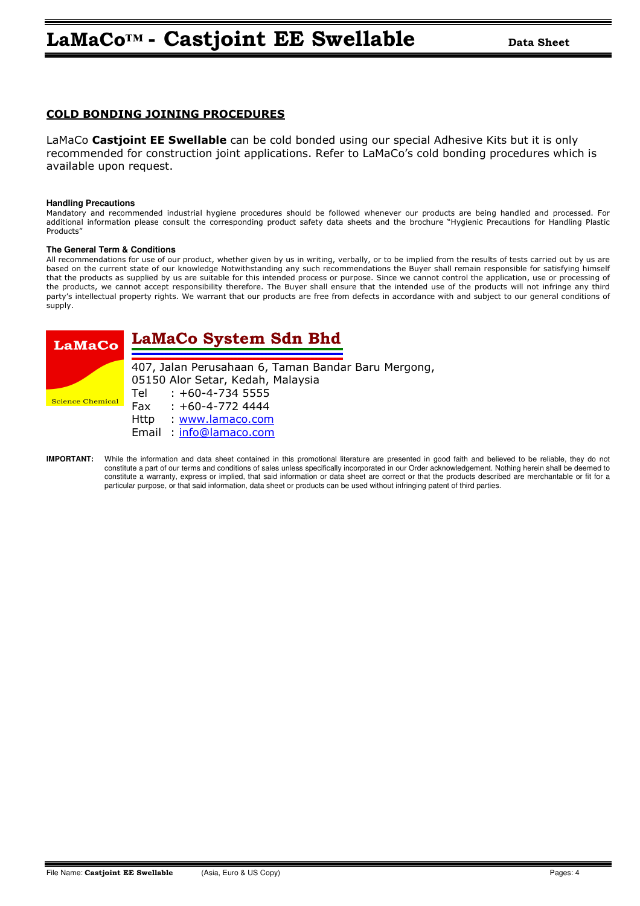## COLD BONDING JOINING PROCEDURES

LaMaCo **Castjoint EE Swellable** can be cold bonded using our special Adhesive Kits but it is only recommended for construction joint applications. Refer to LaMaCo's cold bonding procedures which is available upon request.

**Handling Precautions**

Mandatory and recommended industrial hygiene procedures should be followed whenever our products are being handled and processed. For additional information please consult the corresponding product safety data sheets and the brochure "Hygienic Precautions for Handling Plastic Products"

**The General Term & Conditions**

All recommendations for use of our product, whether given by us in writing, verbally, or to be implied from the results of tests carried out by us are based on the current state of our knowledge Notwithstanding any such recommendations the Buyer shall remain responsible for satisfying himself that the products as supplied by us are suitable for this intended process or purpose. Since we cannot control the application, use or processing of the products, we cannot accept responsibility therefore. The Buyer shall ensure that the intended use of the products will not infringe any third party's intellectual property rights. We warrant that our products are free from defects in accordance with and subject to our general conditions of supply.

LaMaCo
Science Chemical

## LaMaCo System Sdn Bhd

407, Jalan Perusahaan 6, Taman Bandar Baru Mergong,
05150 Alor Setar, Kedah, Malaysia
Tel : +60-4-734 5555
Fax : +60-4-772 4444
Http : www.lamaco.com
Email : info@lamaco.com

**IMPORTANT:** While the information and data sheet contained in this promotional literature are presented in good faith and believed to be reliable, they do not constitute a part of our terms and conditions of sales unless specifically incorporated in our Order acknowledgement. Nothing herein shall be deemed to constitute a warranty, express or implied, that said information or data sheet are correct or that the products described are merchantable or fit for a particular purpose, or that said information, data sheet or products can be used without infringing patent of third parties.